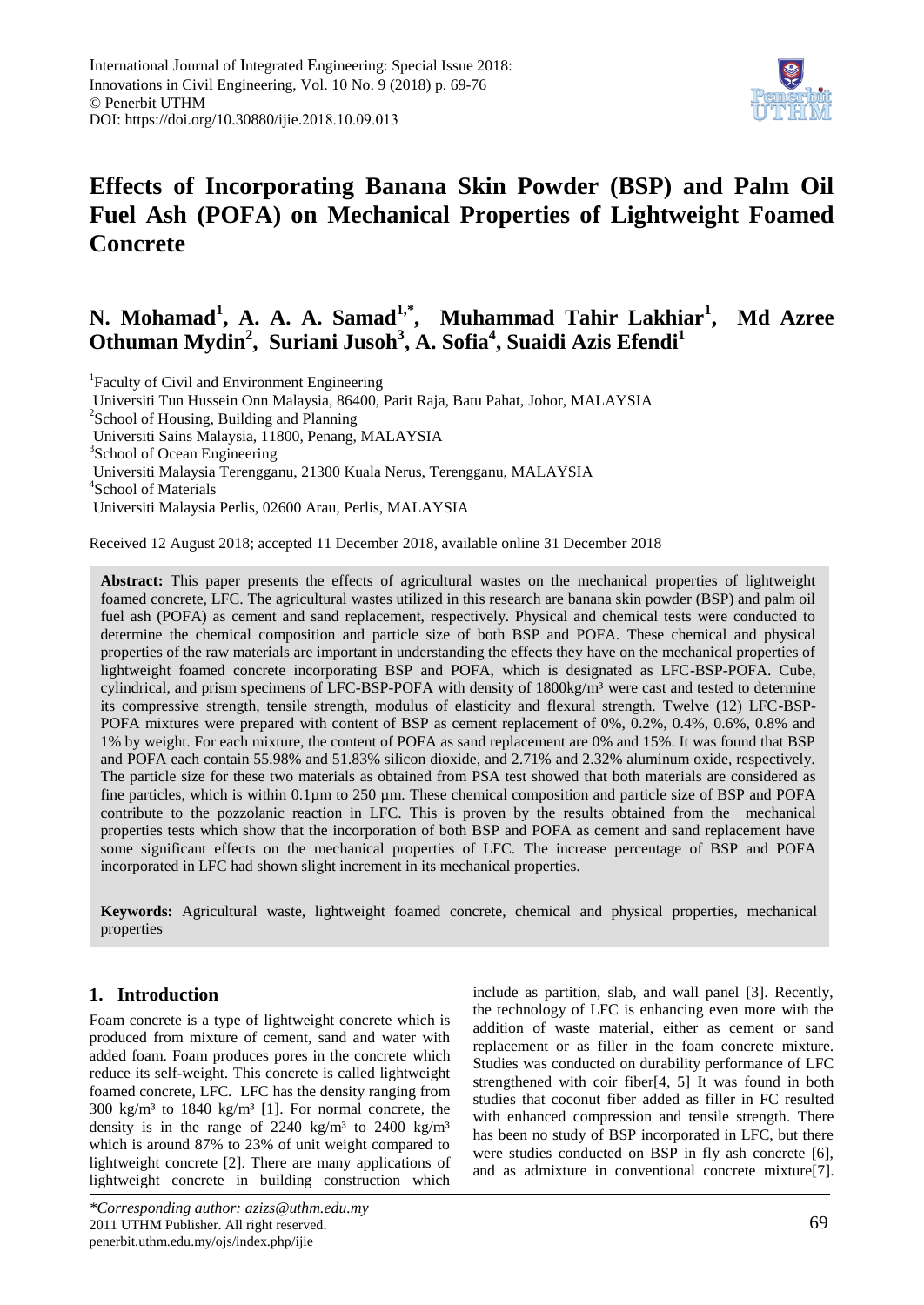International Journal of Integrated Engineering: Special Issue 2018: Innovations in Civil Engineering, Vol. 10 No. 9 (2018) p. 69-76
© Penerbit UTHM
DOI: https://doi.org/10.30880/ijie.2018.10.09.013

# Effects of Incorporating Banana Skin Powder (BSP) and Palm Oil Fuel Ash (POFA) on Mechanical Properties of Lightweight Foamed Concrete

**N. Mohamad[1], A. A. A. Samad[1,*], Muhammad Tahir Lakhiar[1], Md Azree Othuman Mydin[2], Suriani Jusoh[3], A. Sofia[4], Suaidi Azis Efendi[1]**

[1]Faculty of Civil and Environment Engineering
Universiti Tun Hussein Onn Malaysia, 86400, Parit Raja, Batu Pahat, Johor, MALAYSIA
[2]School of Housing, Building and Planning
Universiti Sains Malaysia, 11800, Penang, MALAYSIA
[3]School of Ocean Engineering
Universiti Malaysia Terengganu, 21300 Kuala Nerus, Terengganu, MALAYSIA
[4]School of Materials
Universiti Malaysia Perlis, 02600 Arau, Perlis, MALAYSIA

Received 12 August 2018; accepted 11 December 2018, available online 31 December 2018

**Abstract:** This paper presents the effects of agricultural wastes on the mechanical properties of lightweight foamed concrete, LFC. The agricultural wastes utilized in this research are banana skin powder (BSP) and palm oil fuel ash (POFA) as cement and sand replacement, respectively. Physical and chemical tests were conducted to determine the chemical composition and particle size of both BSP and POFA. These chemical and physical properties of the raw materials are important in understanding the effects they have on the mechanical properties of lightweight foamed concrete incorporating BSP and POFA, which is designated as LFC-BSP-POFA. Cube, cylindrical, and prism specimens of LFC-BSP-POFA with density of 1800kg/m³ were cast and tested to determine its compressive strength, tensile strength, modulus of elasticity and flexural strength. Twelve (12) LFC-BSP-POFA mixtures were prepared with content of BSP as cement replacement of 0%, 0.2%, 0.4%, 0.6%, 0.8% and 1% by weight. For each mixture, the content of POFA as sand replacement are 0% and 15%. It was found that BSP and POFA each contain 55.98% and 51.83% silicon dioxide, and 2.71% and 2.32% aluminum oxide, respectively. The particle size for these two materials as obtained from PSA test showed that both materials are considered as fine particles, which is within 0.1µm to 250 µm. These chemical composition and particle size of BSP and POFA contribute to the pozzolanic reaction in LFC. This is proven by the results obtained from the mechanical properties tests which show that the incorporation of both BSP and POFA as cement and sand replacement have some significant effects on the mechanical properties of LFC. The increase percentage of BSP and POFA incorporated in LFC had shown slight increment in its mechanical properties.

**Keywords:** Agricultural waste, lightweight foamed concrete, chemical and physical properties, mechanical properties

## 1. Introduction

Foam concrete is a type of lightweight concrete which is produced from mixture of cement, sand and water with added foam. Foam produces pores in the concrete which reduce its self-weight. This concrete is called lightweight foamed concrete, LFC. LFC has the density ranging from 300 kg/m³ to 1840 kg/m³ [1]. For normal concrete, the density is in the range of 2240 kg/m³ to 2400 kg/m³ which is around 87% to 23% of unit weight compared to lightweight concrete [2]. There are many applications of lightweight concrete in building construction which include as partition, slab, and wall panel [3]. Recently, the technology of LFC is enhancing even more with the addition of waste material, either as cement or sand replacement or as filler in the foam concrete mixture. Studies was conducted on durability performance of LFC strengthened with coir fiber[4, 5] It was found in both studies that coconut fiber added as filler in FC resulted with enhanced compression and tensile strength. There has been no study of BSP incorporated in LFC, but there were studies conducted on BSP in fly ash concrete [6], and as admixture in conventional concrete mixture[7].

*\*Corresponding author: azizs@uthm.edu.my*
2011 UTHM Publisher. All right reserved.
penerbit.uthm.edu.my/ojs/index.php/ijie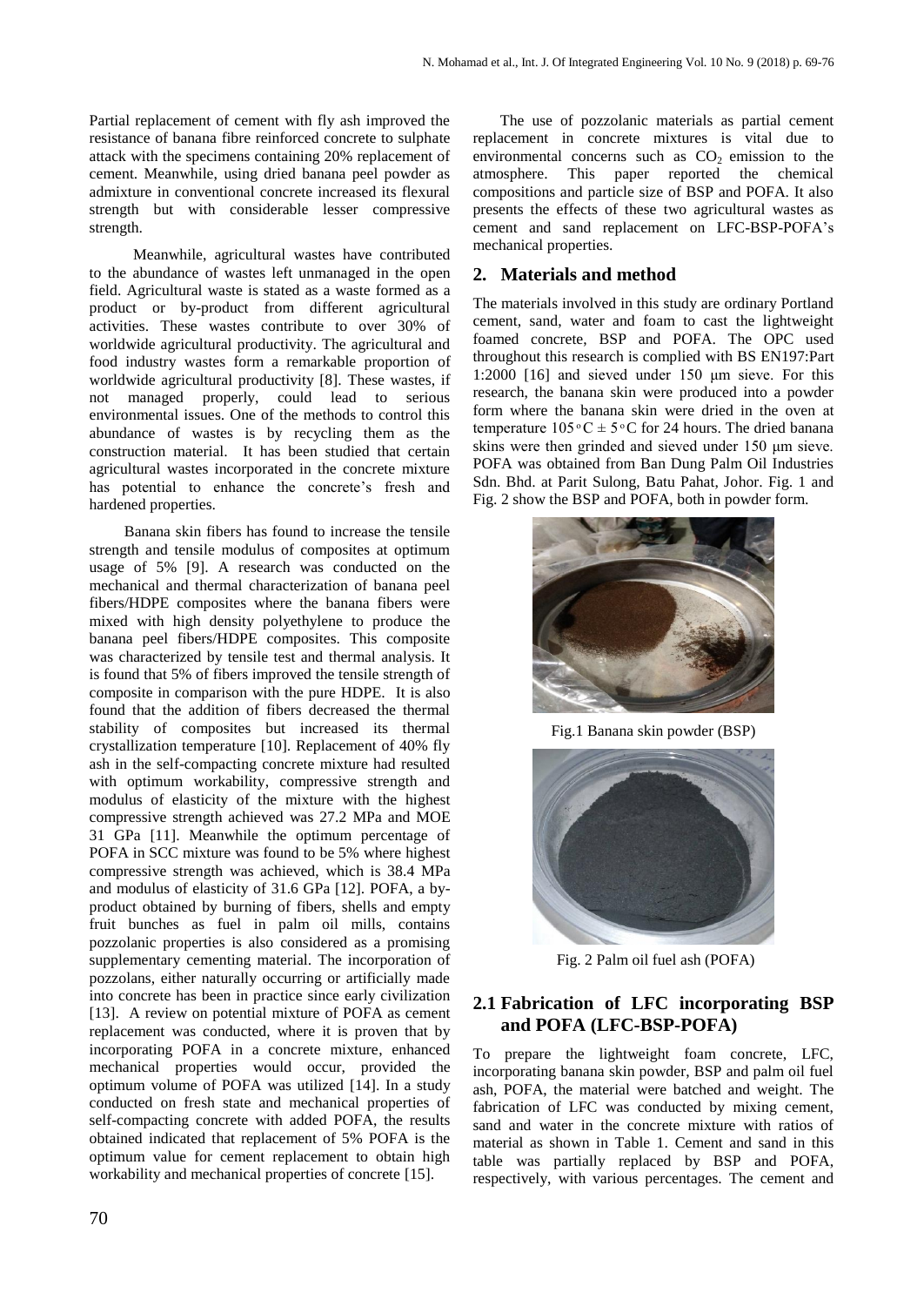Partial replacement of cement with fly ash improved the resistance of banana fibre reinforced concrete to sulphate attack with the specimens containing 20% replacement of cement. Meanwhile, using dried banana peel powder as admixture in conventional concrete increased its flexural strength but with considerable lesser compressive strength.

Meanwhile, agricultural wastes have contributed to the abundance of wastes left unmanaged in the open field. Agricultural waste is stated as a waste formed as a product or by-product from different agricultural activities. These wastes contribute to over 30% of worldwide agricultural productivity. The agricultural and food industry wastes form a remarkable proportion of worldwide agricultural productivity [8]. These wastes, if not managed properly, could lead to serious environmental issues. One of the methods to control this abundance of wastes is by recycling them as the construction material. It has been studied that certain agricultural wastes incorporated in the concrete mixture has potential to enhance the concrete's fresh and hardened properties.

Banana skin fibers has found to increase the tensile strength and tensile modulus of composites at optimum usage of 5% [9]. A research was conducted on the mechanical and thermal characterization of banana peel fibers/HDPE composites where the banana fibers were mixed with high density polyethylene to produce the banana peel fibers/HDPE composites. This composite was characterized by tensile test and thermal analysis. It is found that 5% of fibers improved the tensile strength of composite in comparison with the pure HDPE. It is also found that the addition of fibers decreased the thermal stability of composites but increased its thermal crystallization temperature [10]. Replacement of 40% fly ash in the self-compacting concrete mixture had resulted with optimum workability, compressive strength and modulus of elasticity of the mixture with the highest compressive strength achieved was 27.2 MPa and MOE 31 GPa [11]. Meanwhile the optimum percentage of POFA in SCC mixture was found to be 5% where highest compressive strength was achieved, which is 38.4 MPa and modulus of elasticity of 31.6 GPa [12]. POFA, a by-product obtained by burning of fibers, shells and empty fruit bunches as fuel in palm oil mills, contains pozzolanic properties is also considered as a promising supplementary cementing material. The incorporation of pozzolans, either naturally occurring or artificially made into concrete has been in practice since early civilization [13]. A review on potential mixture of POFA as cement replacement was conducted, where it is proven that by incorporating POFA in a concrete mixture, enhanced mechanical properties would occur, provided the optimum volume of POFA was utilized [14]. In a study conducted on fresh state and mechanical properties of self-compacting concrete with added POFA, the results obtained indicated that replacement of 5% POFA is the optimum value for cement replacement to obtain high workability and mechanical properties of concrete [15].

The use of pozzolanic materials as partial cement replacement in concrete mixtures is vital due to environmental concerns such as $CO_2$ emission to the atmosphere. This paper reported the chemical compositions and particle size of BSP and POFA. It also presents the effects of these two agricultural wastes as cement and sand replacement on LFC-BSP-POFA's mechanical properties.

## 2. Materials and method

The materials involved in this study are ordinary Portland cement, sand, water and foam to cast the lightweight foamed concrete, BSP and POFA. The OPC used throughout this research is complied with BS EN197:Part 1:2000 [16] and sieved under 150 µm sieve. For this research, the banana skin were produced into a powder form where the banana skin were dried in the oven at temperature $105^\circ C \pm 5^\circ C$ for 24 hours. The dried banana skins were then grinded and sieved under 150 µm sieve. POFA was obtained from Ban Dung Palm Oil Industries Sdn. Bhd. at Parit Sulong, Batu Pahat, Johor. Fig. 1 and Fig. 2 show the BSP and POFA, both in powder form.

Fig.1 Banana skin powder (BSP)

Fig. 2 Palm oil fuel ash (POFA)

### 2.1 Fabrication of LFC incorporating BSP and POFA (LFC-BSP-POFA)

To prepare the lightweight foam concrete, LFC, incorporating banana skin powder, BSP and palm oil fuel ash, POFA, the material were batched and weight. The fabrication of LFC was conducted by mixing cement, sand and water in the concrete mixture with ratios of material as shown in Table 1. Cement and sand in this table was partially replaced by BSP and POFA, respectively, with various percentages. The cement and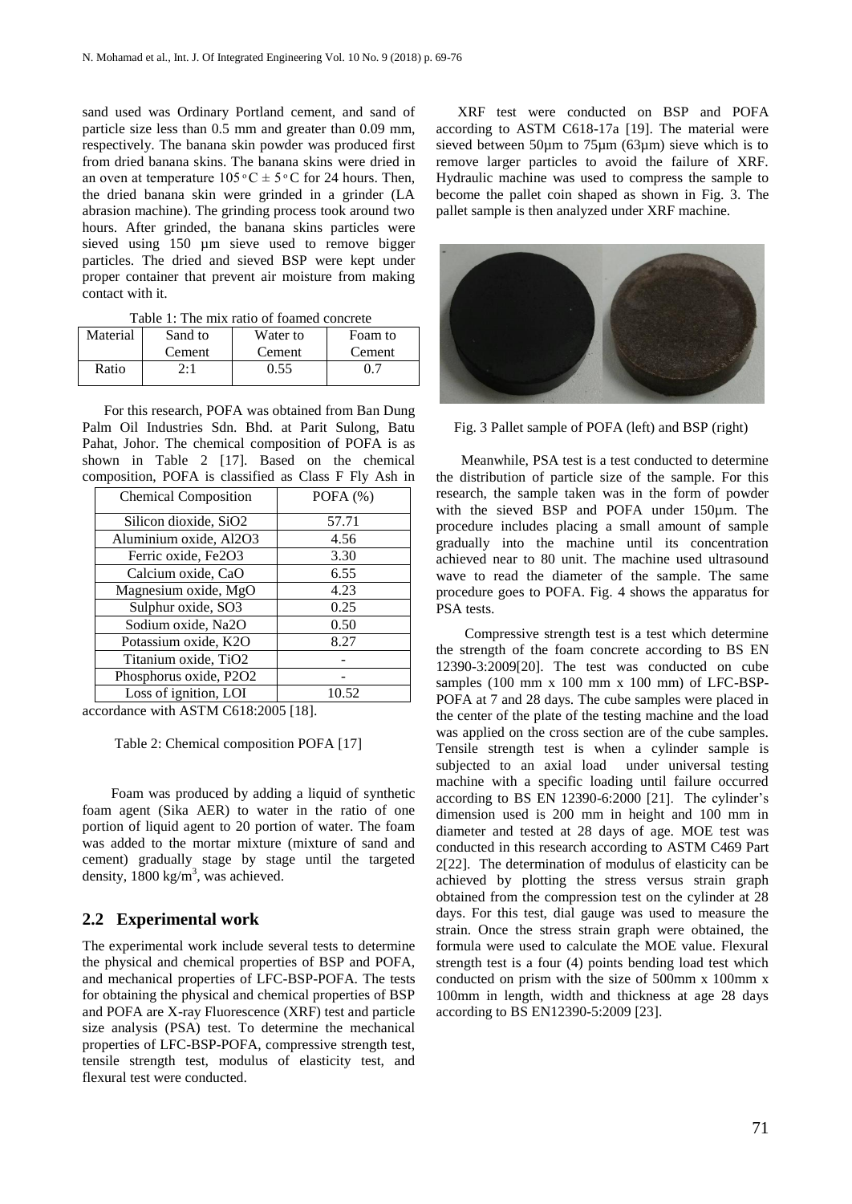sand used was Ordinary Portland cement, and sand of particle size less than 0.5 mm and greater than 0.09 mm, respectively. The banana skin powder was produced first from dried banana skins. The banana skins were dried in an oven at temperature $105\,^{\circ}C \pm 5\,^{\circ}C$ for 24 hours. Then, the dried banana skin were grinded in a grinder (LA abrasion machine). The grinding process took around two hours. After grinded, the banana skins particles were sieved using 150 µm sieve used to remove bigger particles. The dried and sieved BSP were kept under proper container that prevent air moisture from making contact with it.

Table 1: The mix ratio of foamed concrete

| Material | Sand to Cement | Water to Cement | Foam to Cement |
|---|---|---|---|
| Ratio | 2:1 | 0.55 | 0.7 |

For this research, POFA was obtained from Ban Dung Palm Oil Industries Sdn. Bhd. at Parit Sulong, Batu Pahat, Johor. The chemical composition of POFA is as shown in Table 2 [17]. Based on the chemical composition, POFA is classified as Class F Fly Ash in accordance with ASTM C618:2005 [18].

Table 2: Chemical composition POFA [17]

| Chemical Composition | POFA (%) |
|---|---|
| Silicon dioxide, $SiO_2$ | 57.71 |
| Aluminium oxide, $Al_2O_3$ | 4.56 |
| Ferric oxide, $Fe_2O_3$ | 3.30 |
| Calcium oxide, CaO | 6.55 |
| Magnesium oxide, MgO | 4.23 |
| Sulphur oxide, $SO_3$ | 0.25 |
| Sodium oxide, $Na_2O$ | 0.50 |
| Potassium oxide, $K_2O$ | 8.27 |
| Titanium oxide, $TiO_2$ | - |
| Phosphorus oxide, $P_2O_2$ | - |
| Loss of ignition, LOI | 10.52 |

Foam was produced by adding a liquid of synthetic foam agent (Sika AER) to water in the ratio of one portion of liquid agent to 20 portion of water. The foam was added to the mortar mixture (mixture of sand and cement) gradually stage by stage until the targeted density, 1800 kg/m$^3$, was achieved.

## 2.2 Experimental work

The experimental work include several tests to determine the physical and chemical properties of BSP and POFA, and mechanical properties of LFC-BSP-POFA. The tests for obtaining the physical and chemical properties of BSP and POFA are X-ray Fluorescence (XRF) test and particle size analysis (PSA) test. To determine the mechanical properties of LFC-BSP-POFA, compressive strength test, tensile strength test, modulus of elasticity test, and flexural test were conducted.

XRF test were conducted on BSP and POFA according to ASTM C618-17a [19]. The material were sieved between 50µm to 75µm (63µm) sieve which is to remove larger particles to avoid the failure of XRF. Hydraulic machine was used to compress the sample to become the pallet coin shaped as shown in Fig. 3. The pallet sample is then analyzed under XRF machine.

Fig. 3 Pallet sample of POFA (left) and BSP (right)

Meanwhile, PSA test is a test conducted to determine the distribution of particle size of the sample. For this research, the sample taken was in the form of powder with the sieved BSP and POFA under 150µm. The procedure includes placing a small amount of sample gradually into the machine until its concentration achieved near to 80 unit. The machine used ultrasound wave to read the diameter of the sample. The same procedure goes to POFA. Fig. 4 shows the apparatus for PSA tests.

Compressive strength test is a test which determine the strength of the foam concrete according to BS EN 12390-3:2009[20]. The test was conducted on cube samples (100 mm x 100 mm x 100 mm) of LFC-BSP-POFA at 7 and 28 days. The cube samples were placed in the center of the plate of the testing machine and the load was applied on the cross section are of the cube samples. Tensile strength test is when a cylinder sample is subjected to an axial load under universal testing machine with a specific loading until failure occurred according to BS EN 12390-6:2000 [21]. The cylinder's dimension used is 200 mm in height and 100 mm in diameter and tested at 28 days of age. MOE test was conducted in this research according to ASTM C469 Part 2[22]. The determination of modulus of elasticity can be achieved by plotting the stress versus strain graph obtained from the compression test on the cylinder at 28 days. For this test, dial gauge was used to measure the strain. Once the stress strain graph were obtained, the formula were used to calculate the MOE value. Flexural strength test is a four (4) points bending load test which conducted on prism with the size of 500mm x 100mm x 100mm in length, width and thickness at age 28 days according to BS EN12390-5:2009 [23].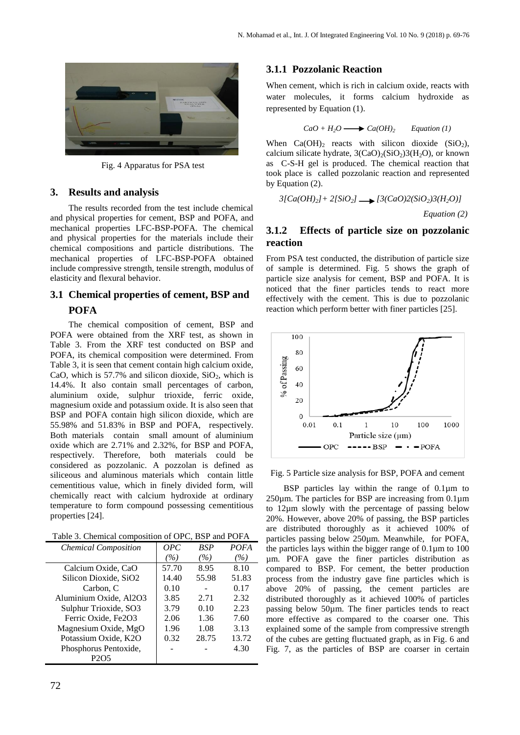Fig. 4 Apparatus for PSA test

## 3. Results and analysis

The results recorded from the test include chemical and physical properties for cement, BSP and POFA, and mechanical properties LFC-BSP-POFA. The chemical and physical properties for the materials include their chemical compositions and particle distributions. The mechanical properties of LFC-BSP-POFA obtained include compressive strength, tensile strength, modulus of elasticity and flexural behavior.

### 3.1 Chemical properties of cement, BSP and POFA

The chemical composition of cement, BSP and POFA were obtained from the XRF test, as shown in Table 3. From the XRF test conducted on BSP and POFA, its chemical composition were determined. From Table 3, it is seen that cement contain high calcium oxide, CaO, which is 57.7% and silicon dioxide, $SiO_2$, which is 14.4%. It also contain small percentages of carbon, aluminium oxide, sulphur trioxide, ferric oxide, magnesium oxide and potassium oxide. It is also seen that BSP and POFA contain high silicon dioxide, which are 55.98% and 51.83% in BSP and POFA, respectively. Both materials contain small amount of aluminium oxide which are 2.71% and 2.32%, for BSP and POFA, respectively. Therefore, both materials could be considered as pozzolanic. A pozzolan is defined as siliceous and aluminous materials which contain little cementitious value, which in finely divided form, will chemically react with calcium hydroxide at ordinary temperature to form compound possessing cementitious properties [24].

Table 3. Chemical composition of OPC, BSP and POFA

| *Chemical Composition* | *OPC (%)* | *BSP (%)* | *POFA (%)* |
|---|---|---|---|
| Calcium Oxide, CaO | 57.70 | 8.95 | 8.10 |
| Silicon Dioxide, SiO2 | 14.40 | 55.98 | 51.83 |
| Carbon, C | 0.10 | - | 0.17 |
| Aluminium Oxide, Al2O3 | 3.85 | 2.71 | 2.32 |
| Sulphur Trioxide, SO3 | 3.79 | 0.10 | 2.23 |
| Ferric Oxide, Fe2O3 | 2.06 | 1.36 | 7.60 |
| Magnesium Oxide, MgO | 1.96 | 1.08 | 3.13 |
| Potassium Oxide, K2O | 0.32 | 28.75 | 13.72 |
| Phosphorus Pentoxide, P2O5 | - | - | 4.30 |

#### 3.1.1 Pozzolanic Reaction

When cement, which is rich in calcium oxide, reacts with water molecules, it forms calcium hydroxide as represented by Equation (1).

$$CaO + H_2O \longrightarrow Ca(OH)_2 \qquad \textit{Equation (1)}$$

When $Ca(OH)_2$ reacts with silicon dioxide ($SiO_2$), calcium silicate hydrate, $3(CaO)_2(SiO_2)3(H_2O)$, or known as C-S-H gel is produced. The chemical reaction that took place is called pozzolanic reaction and represented by Equation (2).

$$3[Ca(OH)_2] + 2[SiO_2] \longrightarrow [3(CaO)2(SiO_2)3(H_2O)]$$

*Equation (2)*

#### 3.1.2 Effects of particle size on pozzolanic reaction

From PSA test conducted, the distribution of particle size of sample is determined. Fig. 5 shows the graph of particle size analysis for cement, BSP and POFA. It is noticed that the finer particles tends to react more effectively with the cement. This is due to pozzolanic reaction which perform better with finer particles [25].

Fig. 5 Particle size analysis for BSP, POFA and cement

BSP particles lay within the range of 0.1µm to 250µm. The particles for BSP are increasing from 0.1µm to 12µm slowly with the percentage of passing below 20%. However, above 20% of passing, the BSP particles are distributed thoroughly as it achieved 100% of particles passing below 250µm. Meanwhile, for POFA, the particles lays within the bigger range of 0.1µm to 100 µm. POFA gave the finer particles distribution as compared to BSP. For cement, the better production process from the industry gave fine particles which is above 20% of passing, the cement particles are distributed thoroughly as it achieved 100% of particles passing below 50µm. The finer particles tends to react more effective as compared to the coarser one. This explained some of the sample from compressive strength of the cubes are getting fluctuated graph, as in Fig. 6 and Fig. 7, as the particles of BSP are coarser in certain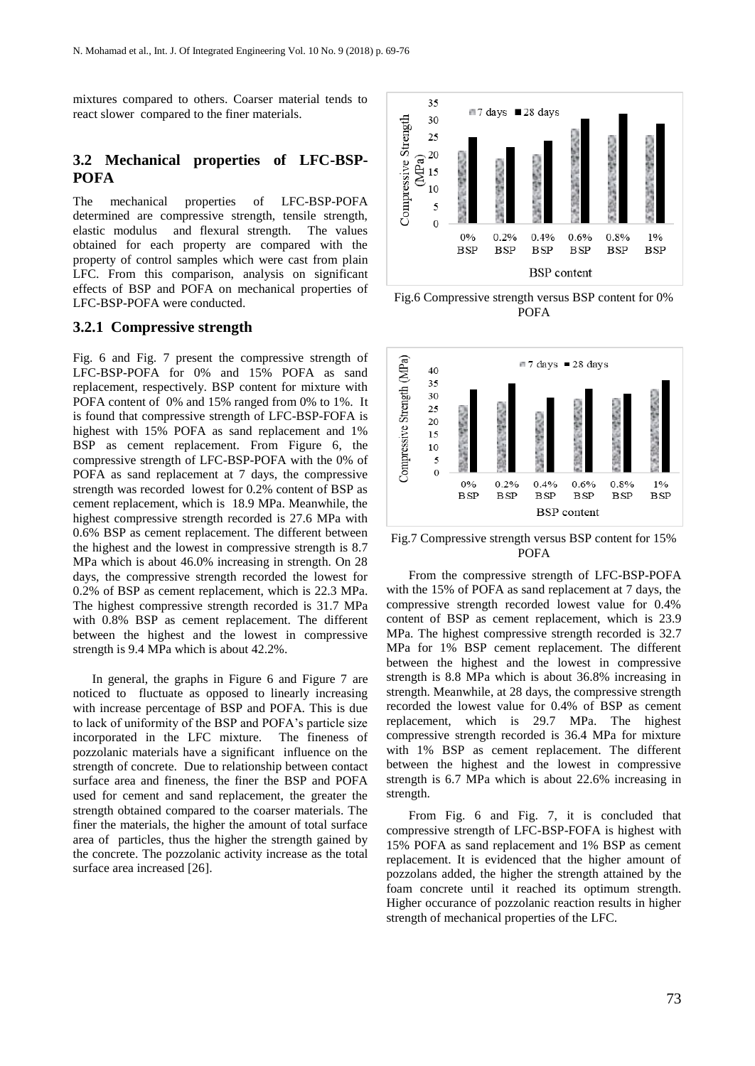mixtures compared to others. Coarser material tends to react slower compared to the finer materials.

## 3.2 Mechanical properties of LFC-BSP-POFA

The mechanical properties of LFC-BSP-POFA determined are compressive strength, tensile strength, elastic modulus and flexural strength. The values obtained for each property are compared with the property of control samples which were cast from plain LFC. From this comparison, analysis on significant effects of BSP and POFA on mechanical properties of LFC-BSP-POFA were conducted.

### 3.2.1 Compressive strength

Fig. 6 and Fig. 7 present the compressive strength of LFC-BSP-POFA for 0% and 15% POFA as sand replacement, respectively. BSP content for mixture with POFA content of 0% and 15% ranged from 0% to 1%. It is found that compressive strength of LFC-BSP-FOFA is highest with 15% POFA as sand replacement and 1% BSP as cement replacement. From Figure 6, the compressive strength of LFC-BSP-POFA with the 0% of POFA as sand replacement at 7 days, the compressive strength was recorded lowest for 0.2% content of BSP as cement replacement, which is 18.9 MPa. Meanwhile, the highest compressive strength recorded is 27.6 MPa with 0.6% BSP as cement replacement. The different between the highest and the lowest in compressive strength is 8.7 MPa which is about 46.0% increasing in strength. On 28 days, the compressive strength recorded the lowest for 0.2% of BSP as cement replacement, which is 22.3 MPa. The highest compressive strength recorded is 31.7 MPa with 0.8% BSP as cement replacement. The different between the highest and the lowest in compressive strength is 9.4 MPa which is about 42.2%.

In general, the graphs in Figure 6 and Figure 7 are noticed to fluctuate as opposed to linearly increasing with increase percentage of BSP and POFA. This is due to lack of uniformity of the BSP and POFA's particle size incorporated in the LFC mixture. The fineness of pozzolanic materials have a significant influence on the strength of concrete. Due to relationship between contact surface area and fineness, the finer the BSP and POFA used for cement and sand replacement, the greater the strength obtained compared to the coarser materials. The finer the materials, the higher the amount of total surface area of particles, thus the higher the strength gained by the concrete. The pozzolanic activity increase as the total surface area increased [26].

Fig.6 Compressive strength versus BSP content for 0% POFA

Fig.7 Compressive strength versus BSP content for 15% POFA

From the compressive strength of LFC-BSP-POFA with the 15% of POFA as sand replacement at 7 days, the compressive strength recorded lowest value for 0.4% content of BSP as cement replacement, which is 23.9 MPa. The highest compressive strength recorded is 32.7 MPa for 1% BSP cement replacement. The different between the highest and the lowest in compressive strength is 8.8 MPa which is about 36.8% increasing in strength. Meanwhile, at 28 days, the compressive strength recorded the lowest value for 0.4% of BSP as cement replacement, which is 29.7 MPa. The highest compressive strength recorded is 36.4 MPa for mixture with 1% BSP as cement replacement. The different between the highest and the lowest in compressive strength is 6.7 MPa which is about 22.6% increasing in strength.

From Fig. 6 and Fig. 7, it is concluded that compressive strength of LFC-BSP-FOFA is highest with 15% POFA as sand replacement and 1% BSP as cement replacement. It is evidenced that the higher amount of pozzolans added, the higher the strength attained by the foam concrete until it reached its optimum strength. Higher occurance of pozzolanic reaction results in higher strength of mechanical properties of the LFC.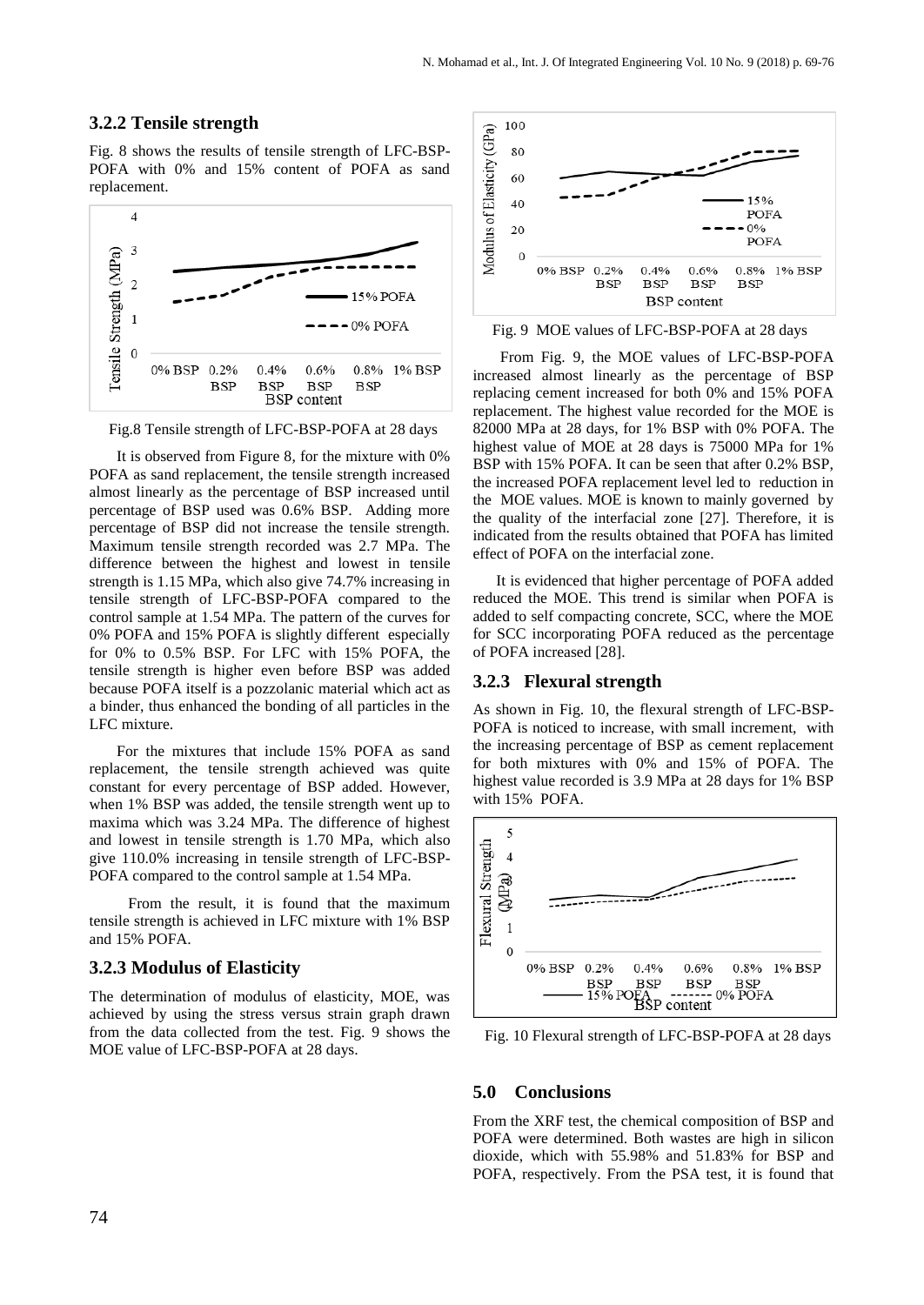### 3.2.2 Tensile strength

Fig. 8 shows the results of tensile strength of LFC-BSP-POFA with 0% and 15% content of POFA as sand replacement.

Fig.8 Tensile strength of LFC-BSP-POFA at 28 days

It is observed from Figure 8, for the mixture with 0% POFA as sand replacement, the tensile strength increased almost linearly as the percentage of BSP increased until percentage of BSP used was 0.6% BSP. Adding more percentage of BSP did not increase the tensile strength. Maximum tensile strength recorded was 2.7 MPa. The difference between the highest and lowest in tensile strength is 1.15 MPa, which also give 74.7% increasing in tensile strength of LFC-BSP-POFA compared to the control sample at 1.54 MPa. The pattern of the curves for 0% POFA and 15% POFA is slightly different especially for 0% to 0.5% BSP. For LFC with 15% POFA, the tensile strength is higher even before BSP was added because POFA itself is a pozzolanic material which act as a binder, thus enhanced the bonding of all particles in the LFC mixture.

For the mixtures that include 15% POFA as sand replacement, the tensile strength achieved was quite constant for every percentage of BSP added. However, when 1% BSP was added, the tensile strength went up to maxima which was 3.24 MPa. The difference of highest and lowest in tensile strength is 1.70 MPa, which also give 110.0% increasing in tensile strength of LFC-BSP-POFA compared to the control sample at 1.54 MPa.

From the result, it is found that the maximum tensile strength is achieved in LFC mixture with 1% BSP and 15% POFA.

### 3.2.3 Modulus of Elasticity

The determination of modulus of elasticity, MOE, was achieved by using the stress versus strain graph drawn from the data collected from the test. Fig. 9 shows the MOE value of LFC-BSP-POFA at 28 days.

Fig. 9 MOE values of LFC-BSP-POFA at 28 days

From Fig. 9, the MOE values of LFC-BSP-POFA increased almost linearly as the percentage of BSP replacing cement increased for both 0% and 15% POFA replacement. The highest value recorded for the MOE is 82000 MPa at 28 days, for 1% BSP with 0% POFA. The highest value of MOE at 28 days is 75000 MPa for 1% BSP with 15% POFA. It can be seen that after 0.2% BSP, the increased POFA replacement level led to reduction in the MOE values. MOE is known to mainly governed by the quality of the interfacial zone [27]. Therefore, it is indicated from the results obtained that POFA has limited effect of POFA on the interfacial zone.

It is evidenced that higher percentage of POFA added reduced the MOE. This trend is similar when POFA is added to self compacting concrete, SCC, where the MOE for SCC incorporating POFA reduced as the percentage of POFA increased [28].

### 3.2.3 Flexural strength

As shown in Fig. 10, the flexural strength of LFC-BSP-POFA is noticed to increase, with small increment, with the increasing percentage of BSP as cement replacement for both mixtures with 0% and 15% of POFA. The highest value recorded is 3.9 MPa at 28 days for 1% BSP with 15% POFA.

Fig. 10 Flexural strength of LFC-BSP-POFA at 28 days

## 5.0 Conclusions

From the XRF test, the chemical composition of BSP and POFA were determined. Both wastes are high in silicon dioxide, which with 55.98% and 51.83% for BSP and POFA, respectively. From the PSA test, it is found that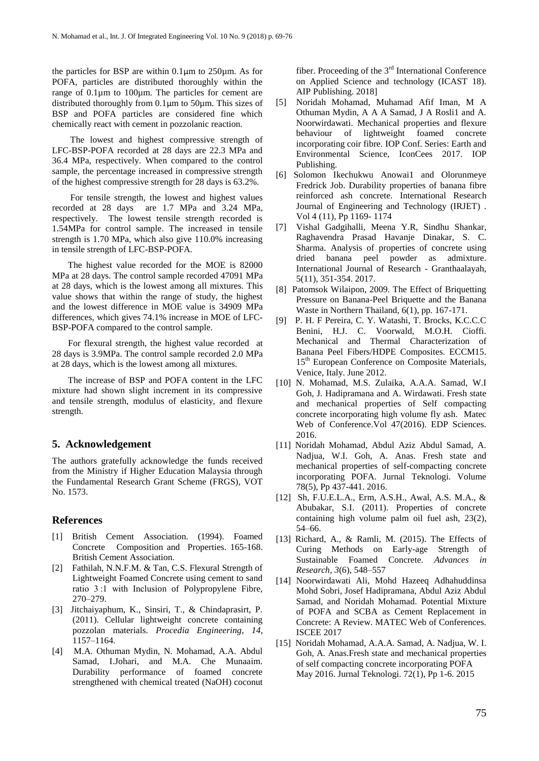the particles for BSP are within 0.1µm to 250µm. As for POFA, particles are distributed thoroughly within the range of 0.1µm to 100µm. The particles for cement are distributed thoroughly from 0.1µm to 50µm. This sizes of BSP and POFA particles are considered fine which chemically react with cement in pozzolanic reaction.

The lowest and highest compressive strength of LFC-BSP-POFA recorded at 28 days are 22.3 MPa and 36.4 MPa, respectively. When compared to the control sample, the percentage increased in compressive strength of the highest compressive strength for 28 days is 63.2%.

For tensile strength, the lowest and highest values recorded at 28 days are 1.7 MPa and 3.24 MPa, respectively. The lowest tensile strength recorded is 1.54MPa for control sample. The increased in tensile strength is 1.70 MPa, which also give 110.0% increasing in tensile strength of LFC-BSP-POFA.

The highest value recorded for the MOE is 82000 MPa at 28 days. The control sample recorded 47091 MPa at 28 days, which is the lowest among all mixtures. This value shows that within the range of study, the highest and the lowest difference in MOE value is 34909 MPa differences, which gives 74.1% increase in MOE of LFC-BSP-POFA compared to the control sample.

For flexural strength, the highest value recorded at 28 days is 3.9MPa. The control sample recorded 2.0 MPa at 28 days, which is the lowest among all mixtures.

The increase of BSP and POFA content in the LFC mixture had shown slight increment in its compressive and tensile strength, modulus of elasticity, and flexure strength.

## 5. Acknowledgement

The authors gratefully acknowledge the funds received from the Ministry if Higher Education Malaysia through the Fundamental Research Grant Scheme (FRGS), VOT No. 1573.

## References

[1] British Cement Association. (1994). Foamed Concrete Composition and Properties. 165-168. British Cement Association.

[2] Fathilah, N.N.F.M. & Tan, C.S. Flexural Strength of Lightweight Foamed Concrete using cement to sand ratio 3 :1 with Inclusion of Polypropylene Fibre, 270–279.

[3] Jitchaiyaphum, K., Sinsiri, T., & Chindaprasirt, P. (2011). Cellular lightweight concrete containing pozzolan materials. *Procedia Engineering*, *14*, 1157–1164.

[4] M.A. Othuman Mydin, N. Mohamad, A.A. Abdul Samad, I.Johari, and M.A. Che Munaaim. Durability performance of foamed concrete strengthened with chemical treated (NaOH) coconut fiber. Proceeding of the 3rd International Conference on Applied Science and technology (ICAST 18). AIP Publishing. 2018]

[5] Noridah Mohamad, Muhamad Afif Iman, M A Othuman Mydin, A A A Samad, J A Rosli1 and A. Noorwirdawati. Mechanical properties and flexure behaviour of lightweight foamed concrete incorporating coir fibre. IOP Conf. Series: Earth and Environmental Science, IconCees 2017. IOP Publishing.

[6] Solomon Ikechukwu Anowai1 and Olorunmeye Fredrick Job. Durability properties of banana fibre reinforced ash concrete. International Research Journal of Engineering and Technology (IRJET) . Vol 4 (11), Pp 1169- 1174

[7] Vishal Gadgihalli, Meena Y.R, Sindhu Shankar, Raghavendra Prasad Havanje Dinakar, S. C. Sharma. Analysis of properties of concrete using dried banana peel powder as admixture. International Journal of Research - Granthaalayah, 5(11), 351-354. 2017.

[8] Patomsok Wilaipon, 2009. The Effect of Briquetting Pressure on Banana-Peel Briquette and the Banana Waste in Northern Thailand, 6(1), pp. 167-171.

[9] P. H. F Pereira, C. Y. Watashi, T. Brocks, K.C.C.C Benini, H.J. C. Voorwald, M.O.H. Cioffi. Mechanical and Thermal Characterization of Banana Peel Fibers/HDPE Composites. ECCM15. 15th European Conference on Composite Materials, Venice, Italy. June 2012.

[10] N. Mohamad, M.S. Zulaika, A.A.A. Samad, W.I Goh, J. Hadipramana and A. Wirdawati. Fresh state and mechanical properties of Self compacting concrete incorporating high volume fly ash. Matec Web of Conference.Vol 47(2016). EDP Sciences. 2016.

[11] Noridah Mohamad, Abdul Aziz Abdul Samad, A. Nadjua, W.I. Goh, A. Anas. Fresh state and mechanical properties of self-compacting concrete incorporating POFA. Jurnal Teknologi. Volume 78(5), Pp 437-441. 2016.

[12] Sh, F.U.E.L.A., Erm, A.S.H., Awal, A.S. M.A., & Abubakar, S.I. (2011). Properties of concrete containing high volume palm oil fuel ash, 23(2), 54–66.

[13] Richard, A., & Ramli, M. (2015). The Effects of Curing Methods on Early-age Strength of Sustainable Foamed Concrete. *Advances in Research*, *3*(6), 548–557

[14] Noorwirdawati Ali, Mohd Hazeeq Adhahuddinsa Mohd Sobri, Josef Hadipramana, Abdul Aziz Abdul Samad, and Noridah Mohamad. Potential Mixture of POFA and SCBA as Cement Replacement in Concrete: A Review. MATEC Web of Conferences. ISCEE 2017

[15] Noridah Mohamad, A.A.A. Samad, A. Nadjua, W. I. Goh, A. Anas.Fresh state and mechanical properties of self compacting concrete incorporating POFA May 2016. Jurnal Teknologi. 72(1), Pp 1-6. 2015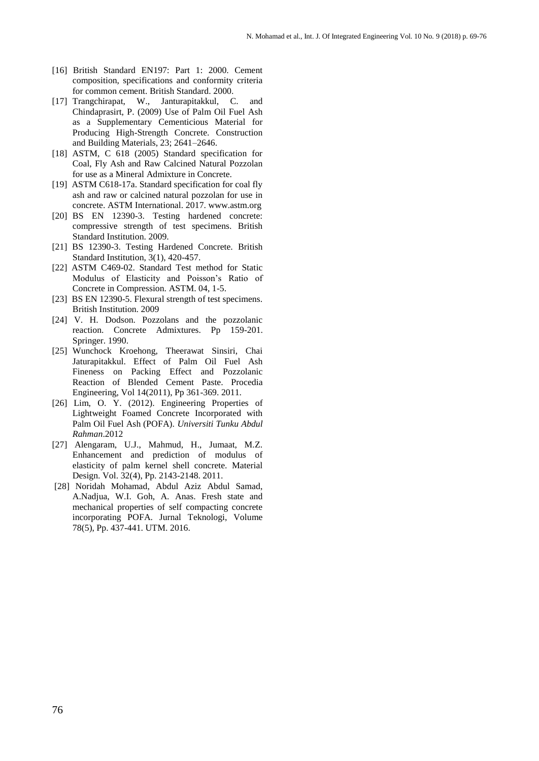[16] British Standard EN197: Part 1: 2000. Cement composition, specifications and conformity criteria for common cement. British Standard. 2000.

[17] Trangchirapat, W., Janturapitakkul, C. and Chindaprasirt, P. (2009) Use of Palm Oil Fuel Ash as a Supplementary Cementicious Material for Producing High-Strength Concrete. Construction and Building Materials, 23; 2641–2646.

[18] ASTM, C 618 (2005) Standard specification for Coal, Fly Ash and Raw Calcined Natural Pozzolan for use as a Mineral Admixture in Concrete.

[19] ASTM C618-17a. Standard specification for coal fly ash and raw or calcined natural pozzolan for use in concrete. ASTM International. 2017. www.astm.org

[20] BS EN 12390-3. Testing hardened concrete: compressive strength of test specimens. British Standard Institution. 2009.

[21] BS 12390-3. Testing Hardened Concrete. British Standard Institution, 3(1), 420-457.

[22] ASTM C469-02. Standard Test method for Static Modulus of Elasticity and Poisson's Ratio of Concrete in Compression. ASTM. 04, 1-5.

[23] BS EN 12390-5. Flexural strength of test specimens. British Institution. 2009

[24] V. H. Dodson. Pozzolans and the pozzolanic reaction. Concrete Admixtures. Pp 159-201. Springer. 1990.

[25] Wunchock Kroehong, Theerawat Sinsiri, Chai Jaturapitakkul. Effect of Palm Oil Fuel Ash Fineness on Packing Effect and Pozzolanic Reaction of Blended Cement Paste. Procedia Engineering, Vol 14(2011), Pp 361-369. 2011.

[26] Lim, O. Y. (2012). Engineering Properties of Lightweight Foamed Concrete Incorporated with Palm Oil Fuel Ash (POFA). *Universiti Tunku Abdul Rahman*.2012

[27] Alengaram, U.J., Mahmud, H., Jumaat, M.Z. Enhancement and prediction of modulus of elasticity of palm kernel shell concrete. Material Design. Vol. 32(4), Pp. 2143-2148. 2011.

[28] Noridah Mohamad, Abdul Aziz Abdul Samad, A.Nadjua, W.I. Goh, A. Anas. Fresh state and mechanical properties of self compacting concrete incorporating POFA. Jurnal Teknologi, Volume 78(5), Pp. 437-441. UTM. 2016.